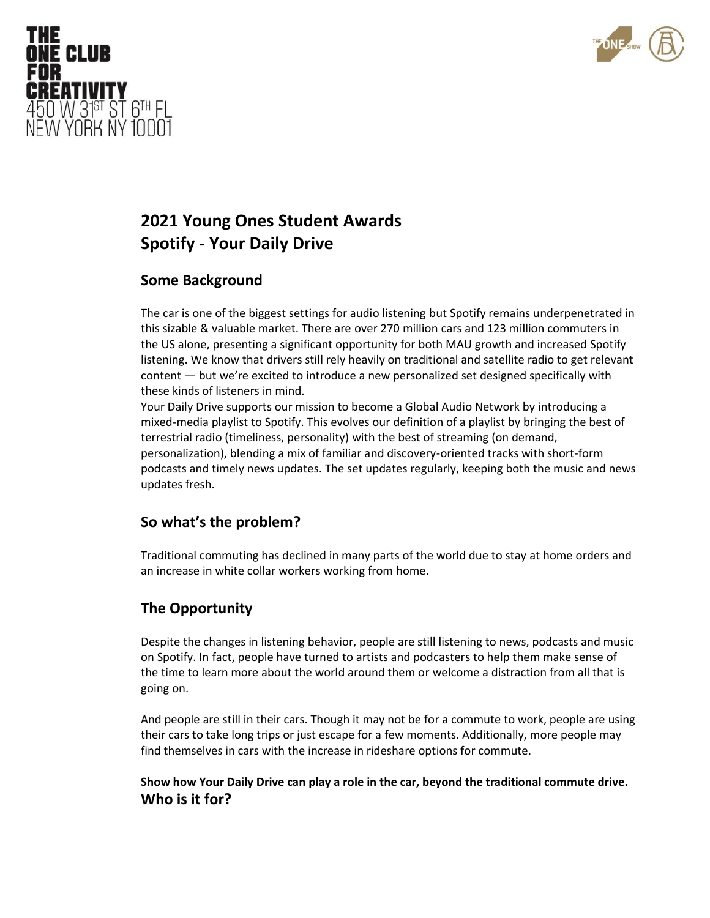THE ONE CLUB FOR CREATIVITY
450 W 31ST ST 6TH FL
NEW YORK NY 10001

# 2021 Young Ones Student Awards
# Spotify - Your Daily Drive

## Some Background

The car is one of the biggest settings for audio listening but Spotify remains underpenetrated in this sizable & valuable market. There are over 270 million cars and 123 million commuters in the US alone, presenting a significant opportunity for both MAU growth and increased Spotify listening. We know that drivers still rely heavily on traditional and satellite radio to get relevant content — but we're excited to introduce a new personalized set designed specifically with these kinds of listeners in mind.

Your Daily Drive supports our mission to become a Global Audio Network by introducing a mixed-media playlist to Spotify. This evolves our definition of a playlist by bringing the best of terrestrial radio (timeliness, personality) with the best of streaming (on demand, personalization), blending a mix of familiar and discovery-oriented tracks with short-form podcasts and timely news updates. The set updates regularly, keeping both the music and news updates fresh.

## So what's the problem?

Traditional commuting has declined in many parts of the world due to stay at home orders and an increase in white collar workers working from home.

## The Opportunity

Despite the changes in listening behavior, people are still listening to news, podcasts and music on Spotify. In fact, people have turned to artists and podcasters to help them make sense of the time to learn more about the world around them or welcome a distraction from all that is going on.

And people are still in their cars. Though it may not be for a commute to work, people are using their cars to take long trips or just escape for a few moments. Additionally, more people may find themselves in cars with the increase in rideshare options for commute.

**Show how Your Daily Drive can play a role in the car, beyond the traditional commute drive.**

## Who is it for?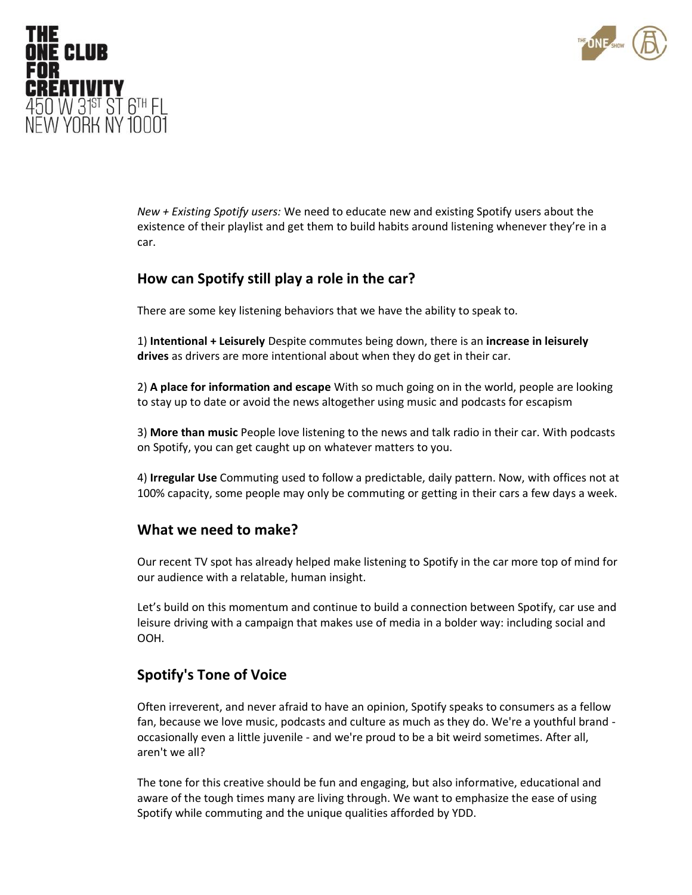*New + Existing Spotify users:* We need to educate new and existing Spotify users about the existence of their playlist and get them to build habits around listening whenever they're in a car.

## How can Spotify still play a role in the car?

There are some key listening behaviors that we have the ability to speak to.

1) **Intentional + Leisurely** Despite commutes being down, there is an **increase in leisurely drives** as drivers are more intentional about when they do get in their car.

2) **A place for information and escape** With so much going on in the world, people are looking to stay up to date or avoid the news altogether using music and podcasts for escapism

3) **More than music** People love listening to the news and talk radio in their car. With podcasts on Spotify, you can get caught up on whatever matters to you.

4) **Irregular Use** Commuting used to follow a predictable, daily pattern. Now, with offices not at 100% capacity, some people may only be commuting or getting in their cars a few days a week.

## What we need to make?

Our recent TV spot has already helped make listening to Spotify in the car more top of mind for our audience with a relatable, human insight.

Let's build on this momentum and continue to build a connection between Spotify, car use and leisure driving with a campaign that makes use of media in a bolder way: including social and OOH.

## Spotify's Tone of Voice

Often irreverent, and never afraid to have an opinion, Spotify speaks to consumers as a fellow fan, because we love music, podcasts and culture as much as they do. We're a youthful brand - occasionally even a little juvenile - and we're proud to be a bit weird sometimes. After all, aren't we all?

The tone for this creative should be fun and engaging, but also informative, educational and aware of the tough times many are living through. We want to emphasize the ease of using Spotify while commuting and the unique qualities afforded by YDD.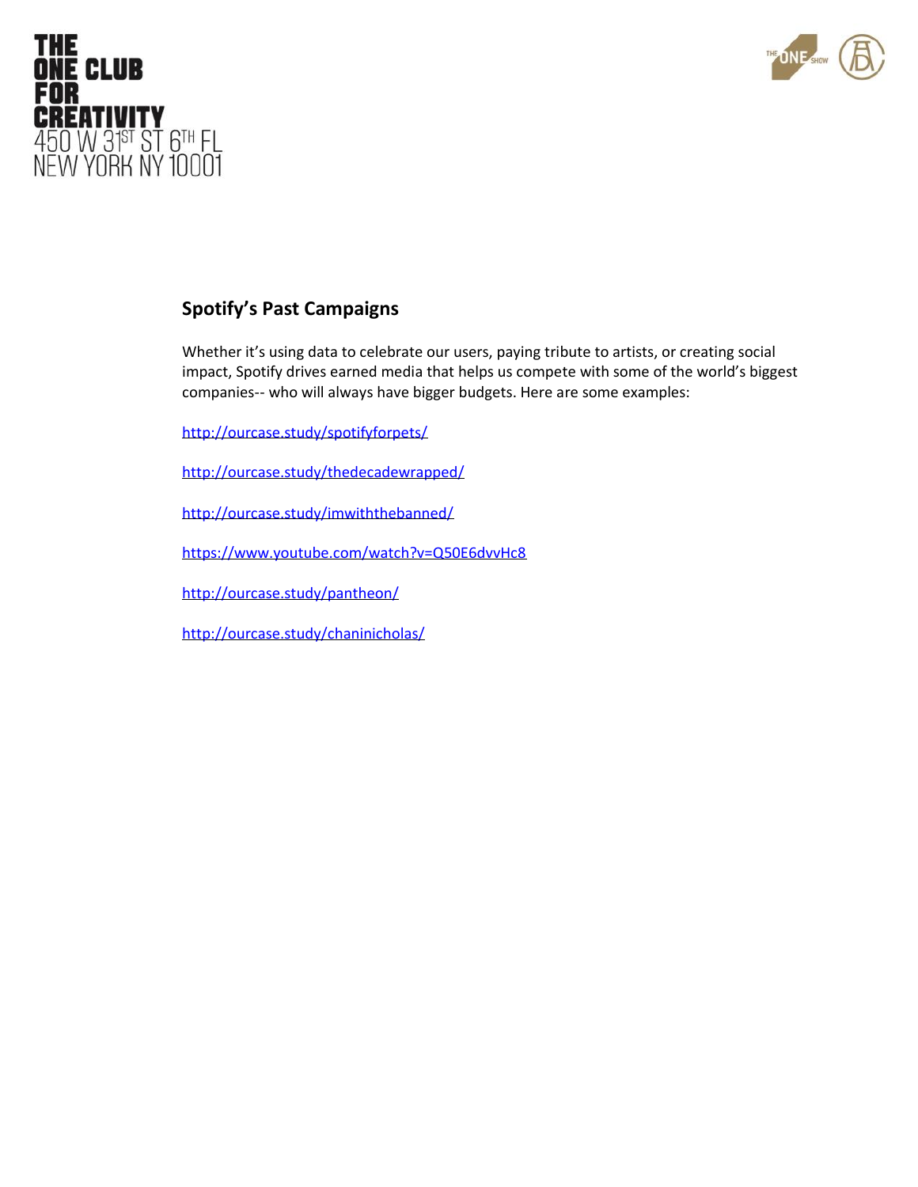THE ONE CLUB FOR CREATIVITY
450 W 31ST ST 6TH FL
NEW YORK NY 10001

## Spotify's Past Campaigns

Whether it's using data to celebrate our users, paying tribute to artists, or creating social impact, Spotify drives earned media that helps us compete with some of the world's biggest companies-- who will always have bigger budgets. Here are some examples:

http://ourcase.study/spotifyforpets/

http://ourcase.study/thedecadewrapped/

http://ourcase.study/imwiththebanned/

https://www.youtube.com/watch?v=Q50E6dvvHc8

http://ourcase.study/pantheon/

http://ourcase.study/chaninicholas/